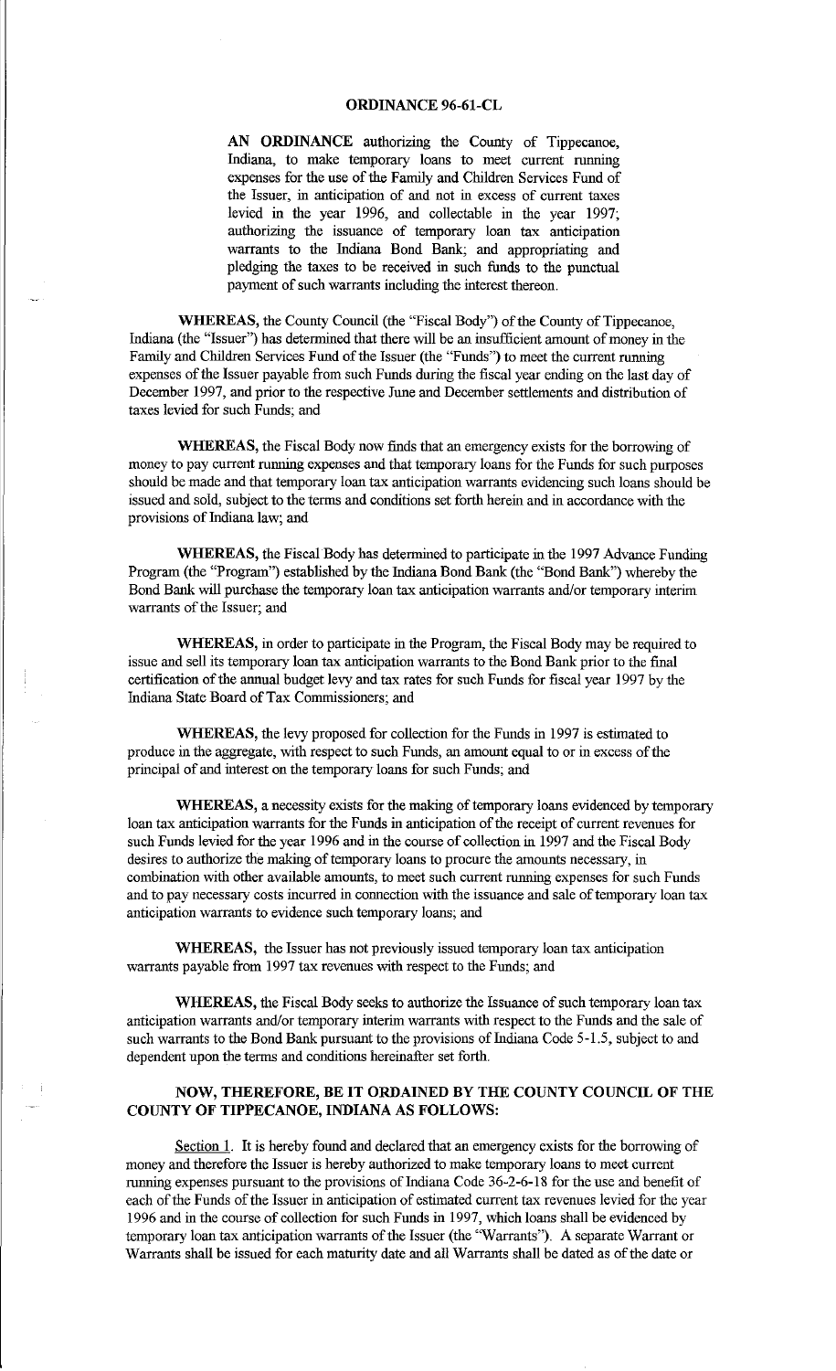# ORDINANCE 96-61-CL

**AN ORDINANCE** authorizing the County of Tippecanoe, Indiana, to make temporary loans to meet current running expenses for the use of the Family and Children Services Fund of the Issuer, in anticipation of and not in excess of current taxes levied in the year 1996, and collectable in the year 1997; authorizing the issuance of temporary loan tax anticipation warrants to the Indiana Bond Bank; and appropriating and pledging the taxes to be received in such funds to the punctual payment of such warrants including the interest thereon.

**WHEREAS,** the County Council (the "Fiscal Body") of the County of Tippecanoe, Indiana (the "Issuer") has determined that there will be an insufficient amount of money in the Family and Children Services Fund of the Issuer (the "Funds") to meet the current running expenses of the Issuer payable from such Funds during the fiscal year ending on the last day of December 1997, and prior to the respective June and December settlements and distribution of taxes levied for such Funds; and

**WHEREAS,** the Fiscal Body now finds that an emergency exists for the borrowing of money to pay current running expenses and that temporary loans for the Funds for such purposes should be made and that temporary loan tax anticipation warrants evidencing such loans should be issued and sold, subject to the terms and conditions set forth herein and in accordance with the provisions of Indiana law; and

**WHEREAS,** the Fiscal Body has determined to participate in the 1997 Advance Funding Program (the "Program") established by the Indiana Bond Bank (the "Bond Bank") whereby the Bond Bank will purchase the temporary loan tax anticipation warrants and/or temporary interim warrants of the Issuer; and

**WHEREAS,** in order to participate in the Program, the Fiscal Body may be required to issue and sell its temporary loan tax anticipation warrants to the Bond Bank prior to the final certification of the annual budget levy and tax rates for such Funds for fiscal year 1997 by the Indiana State Board of Tax Commissioners; and

**WHEREAS,** the levy proposed for collection for the Funds in 1997 is estimated to produce in the aggregate, with respect to such Funds, an amount equal to or in excess of the principal of and interest on the temporary loans for such Funds; and

**WHEREAS,** a necessity exists for the making of temporary loans evidenced by temporary loan tax anticipation warrants for the Funds in anticipation of the receipt of current revenues for such Funds levied for the year 1996 and in the course of collection in 1997 and the Fiscal Body desires to authorize the making of temporary loans to procure the amounts necessary, in combination with other available amounts, to meet such current running expenses for such Funds and to pay necessary costs incurred in connection with the issuance and sale of temporary loan tax anticipation warrants to evidence such temporary loans; and

**WHEREAS,** the Issuer has not previously issued temporary loan tax anticipation warrants payable from 1997 tax revenues with respect to the Funds; and

**WHEREAS,** the Fiscal Body seeks to authorize the Issuance of such temporary loan tax anticipation warrants and/or temporary interim warrants with respect to the Funds and the sale of such warrants to the Bond Bank pursuant to the provisions of Indiana Code 5-1.5, subject to and dependent upon the terms and conditions hereinafter set forth.

**NOW, THEREFORE, BE IT ORDAINED BY THE COUNTY COUNCIL OF THE COUNTY OF TIPPECANOE, INDIANA AS FOLLOWS:**

Section 1. It is hereby found and declared that an emergency exists for the borrowing of money and therefore the Issuer is hereby authorized to make temporary loans to meet current running expenses pursuant to the provisions of Indiana Code 36-2-6-18 for the use and benefit of each of the Funds of the Issuer in anticipation of estimated current tax revenues levied for the year 1996 and in the course of collection for such Funds in 1997, which loans shall be evidenced by temporary loan tax anticipation warrants of the Issuer (the "Warrants"). A separate Warrant or Warrants shall be issued for each maturity date and all Warrants shall be dated as of the date or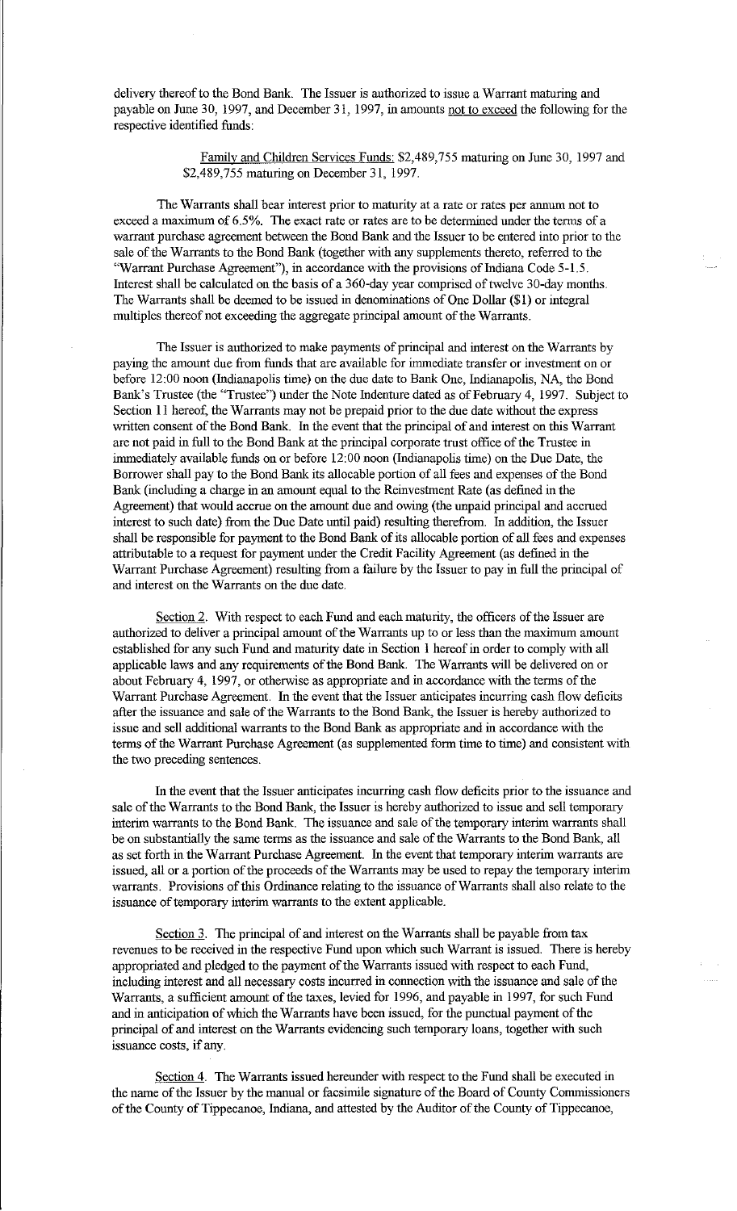delivery thereof to the Bond Bank. The Issuer is authorized to issue a Warrant maturing and payable on June 30, 1997, and December 31, 1997, in amounts not to exceed the following for the respective identified funds:

> Family and Children Services Funds: $2,489,755 maturing on June 30, 1997 and $2,489,755 maturing on December 31, 1997.

The Warrants shall bear interest prior to maturity at a rate or rates per annum not to exceed a maximum of 6.5%. The exact rate or rates are to be determined under the terms of a warrant purchase agreement between the Bond Bank and the Issuer to be entered into prior to the sale of the Warrants to the Bond Bank (together with any supplements thereto, referred to the "Warrant Purchase Agreement"), in accordance with the provisions of Indiana Code 5-1.5. Interest shall be calculated on the basis of a 360-day year comprised of twelve 30-day months. The Warrants shall be deemed to be issued in denominations of One Dollar ($1) or integral multiples thereof not exceeding the aggregate principal amount of the Warrants.

The Issuer is authorized to make payments of principal and interest on the Warrants by paying the amount due from funds that are available for immediate transfer or investment on or before 12:00 noon (Indianapolis time) on the due date to Bank One, Indianapolis, NA, the Bond Bank's Trustee (the "Trustee") under the Note Indenture dated as of February 4, 1997. Subject to Section 11 hereof, the Warrants may not be prepaid prior to the due date without the express written consent of the Bond Bank. In the event that the principal of and interest on this Warrant are not paid in full to the Bond Bank at the principal corporate trust office of the Trustee in immediately available funds on or before 12:00 noon (Indianapolis time) on the Due Date, the Borrower shall pay to the Bond Bank its allocable portion of all fees and expenses of the Bond Bank (including a charge in an amount equal to the Reinvestment Rate (as defined in the Agreement) that would accrue on the amount due and owing (the unpaid principal and accrued interest to such date) from the Due Date until paid) resulting therefrom. In addition, the Issuer shall be responsible for payment to the Bond Bank of its allocable portion of all fees and expenses attributable to a request for payment under the Credit Facility Agreement (as defined in the Warrant Purchase Agreement) resulting from a failure by the Issuer to pay in full the principal of and interest on the Warrants on the due date.

Section 2. With respect to each Fund and each maturity, the officers of the Issuer are authorized to deliver a principal amount of the Warrants up to or less than the maximum amount established for any such Fund and maturity date in Section 1 hereof in order to comply with all applicable laws and any requirements of the Bond Bank. The Warrants will be delivered on or about February 4, 1997, or otherwise as appropriate and in accordance with the terms of the Warrant Purchase Agreement. In the event that the Issuer anticipates incurring cash flow deficits after the issuance and sale of the Warrants to the Bond Bank, the Issuer is hereby authorized to issue and sell additional warrants to the Bond Bank as appropriate and in accordance with the terms of the Warrant Purchase Agreement (as supplemented form time to time) and consistent with the two preceding sentences.

In the event that the Issuer anticipates incurring cash flow deficits prior to the issuance and sale of the Warrants to the Bond Bank, the Issuer is hereby authorized to issue and sell temporary interim warrants to the Bond Bank. The issuance and sale of the temporary interim warrants shall be on substantially the same terms as the issuance and sale of the Warrants to the Bond Bank, all as set forth in the Warrant Purchase Agreement. In the event that temporary interim warrants are issued, all or a portion of the proceeds of the Warrants may be used to repay the temporary interim warrants. Provisions of this Ordinance relating to the issuance of Warrants shall also relate to the issuance of temporary interim warrants to the extent applicable.

Section 3. The principal of and interest on the Warrants shall be payable from tax revenues to be received in the respective Fund upon which such Warrant is issued. There is hereby appropriated and pledged to the payment of the Warrants issued with respect to each Fund, including interest and all necessary costs incurred in connection with the issuance and sale of the Warrants, a sufficient amount of the taxes, levied for 1996, and payable in 1997, for such Fund and in anticipation of which the Warrants have been issued, for the punctual payment of the principal of and interest on the Warrants evidencing such temporary loans, together with such issuance costs, if any.

Section 4. The Warrants issued hereunder with respect to the Fund shall be executed in the name of the Issuer by the manual or facsimile signature of the Board of County Commissioners of the County of Tippecanoe, Indiana, and attested by the Auditor of the County of Tippecanoe,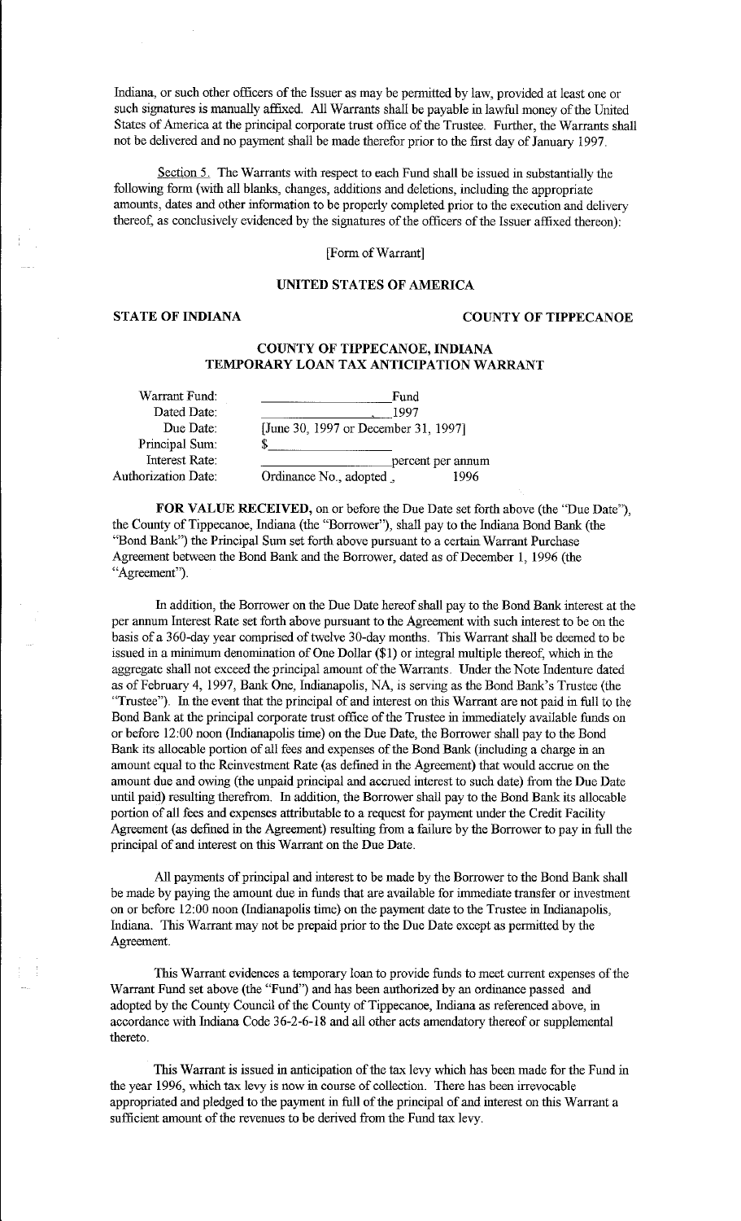Indiana, or such other officers of the Issuer as may be permitted by law, provided at least one or such signatures is manually affixed. All Warrants shall be payable in lawful money of the United States of America at the principal corporate trust office of the Trustee. Further, the Warrants shall not be delivered and no payment shall be made therefor prior to the first day of January 1997.

Section 5. The Warrants with respect to each Fund shall be issued in substantially the following form (with all blanks, changes, additions and deletions, including the appropriate amounts, dates and other information to be properly completed prior to the execution and delivery thereof, as conclusively evidenced by the signatures of the officers of the Issuer affixed thereon):

[Form of Warrant]

**UNITED STATES OF AMERICA**

**STATE OF INDIANA** **COUNTY OF TIPPECANOE**

**COUNTY OF TIPPECANOE, INDIANA**
**TEMPORARY LOAN TAX ANTICIPATION WARRANT**

| | |
|---|---|
| Warrant Fund: | ____________________ Fund |
| Dated Date: | ____________________, 1997 |
| Due Date: | [June 30, 1997 or December 31, 1997] |
| Principal Sum: | $____________________ |
| Interest Rate: | ____________________ percent per annum |
| Authorization Date: | Ordinance No., adopted , 1996 |

**FOR VALUE RECEIVED,** on or before the Due Date set forth above (the "Due Date"), the County of Tippecanoe, Indiana (the "Borrower"), shall pay to the Indiana Bond Bank (the "Bond Bank") the Principal Sum set forth above pursuant to a certain Warrant Purchase Agreement between the Bond Bank and the Borrower, dated as of December 1, 1996 (the "Agreement").

In addition, the Borrower on the Due Date hereof shall pay to the Bond Bank interest at the per annum Interest Rate set forth above pursuant to the Agreement with such interest to be on the basis of a 360-day year comprised of twelve 30-day months. This Warrant shall be deemed to be issued in a minimum denomination of One Dollar ($1) or integral multiple thereof, which in the aggregate shall not exceed the principal amount of the Warrants. Under the Note Indenture dated as of February 4, 1997, Bank One, Indianapolis, NA, is serving as the Bond Bank's Trustee (the "Trustee"). In the event that the principal of and interest on this Warrant are not paid in full to the Bond Bank at the principal corporate trust office of the Trustee in immediately available funds on or before 12:00 noon (Indianapolis time) on the Due Date, the Borrower shall pay to the Bond Bank its allocable portion of all fees and expenses of the Bond Bank (including a charge in an amount equal to the Reinvestment Rate (as defined in the Agreement) that would accrue on the amount due and owing (the unpaid principal and accrued interest to such date) from the Due Date until paid) resulting therefrom. In addition, the Borrower shall pay to the Bond Bank its allocable portion of all fees and expenses attributable to a request for payment under the Credit Facility Agreement (as defined in the Agreement) resulting from a failure by the Borrower to pay in full the principal of and interest on this Warrant on the Due Date.

All payments of principal and interest to be made by the Borrower to the Bond Bank shall be made by paying the amount due in funds that are available for immediate transfer or investment on or before 12:00 noon (Indianapolis time) on the payment date to the Trustee in Indianapolis, Indiana. This Warrant may not be prepaid prior to the Due Date except as permitted by the Agreement.

This Warrant evidences a temporary loan to provide funds to meet current expenses of the Warrant Fund set above (the "Fund") and has been authorized by an ordinance passed and adopted by the County Council of the County of Tippecanoe, Indiana as referenced above, in accordance with Indiana Code 36-2-6-18 and all other acts amendatory thereof or supplemental thereto.

This Warrant is issued in anticipation of the tax levy which has been made for the Fund in the year 1996, which tax levy is now in course of collection. There has been irrevocable appropriated and pledged to the payment in full of the principal of and interest on this Warrant a sufficient amount of the revenues to be derived from the Fund tax levy.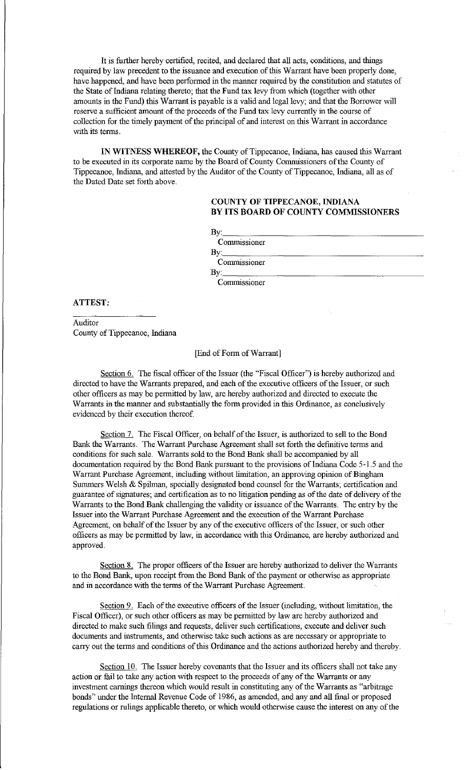It is further hereby certified, recited, and declared that all acts, conditions, and things required by law precedent to the issuance and execution of this Warrant have been properly done, have happened, and have been performed in the manner required by the constitution and statutes of the State of Indiana relating thereto; that the Fund tax levy from which (together with other amounts in the Fund) this Warrant is payable is a valid and legal levy; and that the Borrower will reserve a sufficient amount of the proceeds of the Fund tax levy currently in the course of collection for the timely payment of the principal of and interest on this Warrant in accordance with its terms.

**IN WITNESS WHEREOF,** the County of Tippecanoe, Indiana, has caused this Warrant to be executed in its corporate name by the Board of County Commissioners of the County of Tippecanoe, Indiana, and attested by the Auditor of the County of Tippecanoe, Indiana, all as of the Dated Date set forth above.

**COUNTY OF TIPPECANOE, INDIANA**
**BY ITS BOARD OF COUNTY COMMISSIONERS**

By:______________________________
Commissioner

By:______________________________
Commissioner

By:______________________________
Commissioner

**ATTEST:**

______________
Auditor
County of Tippecanoe, Indiana

[End of Form of Warrant]

Section 6. The fiscal officer of the Issuer (the "Fiscal Officer") is hereby authorized and directed to have the Warrants prepared, and each of the executive officers of the Issuer, or such other officers as may be permitted by law, are hereby authorized and directed to execute the Warrants in the manner and substantially the form provided in this Ordinance, as conclusively evidenced by their execution thereof.

Section 7. The Fiscal Officer, on behalf of the Issuer, is authorized to sell to the Bond Bank the Warrants. The Warrant Purchase Agreement shall set forth the definitive terms and conditions for such sale. Warrants sold to the Bond Bank shall be accompanied by all documentation required by the Bond Bank pursuant to the provisions of Indiana Code 5-1.5 and the Warrant Purchase Agreement, including without limitation, an approving opinion of Bingham Summers Welsh & Spilman, specially designated bond counsel for the Warrants; certification and guarantee of signatures; and certification as to no litigation pending as of the date of delivery of the Warrants to the Bond Bank challenging the validity or issuance of the Warrants. The entry by the Issuer into the Warrant Purchase Agreement and the execution of the Warrant Purchase Agreement, on behalf of the Issuer by any of the executive officers of the Issuer, or such other officers as may be permitted by law, in accordance with this Ordinance, are hereby authorized and approved.

Section 8. The proper officers of the Issuer are hereby authorized to deliver the Warrants to the Bond Bank, upon receipt from the Bond Bank of the payment or otherwise as appropriate and in accordance with the terms of the Warrant Purchase Agreement.

Section 9. Each of the executive officers of the Issuer (including, without limitation, the Fiscal Officer), or such other officers as may be permitted by law are hereby authorized and directed to make such filings and requests, deliver such certifications, execute and deliver such documents and instruments, and otherwise take such actions as are necessary or appropriate to carry out the terms and conditions of this Ordinance and the actions authorized hereby and thereby.

Section 10. The Issuer hereby covenants that the Issuer and its officers shall not take any action or fail to take any action with respect to the proceeds of any of the Warrants or any investment earnings thereon which would result in constituting any of the Warrants as "arbitrage bonds" under the Internal Revenue Code of 1986, as amended, and any and all final or proposed regulations or rulings applicable thereto, or which would otherwise cause the interest on any of the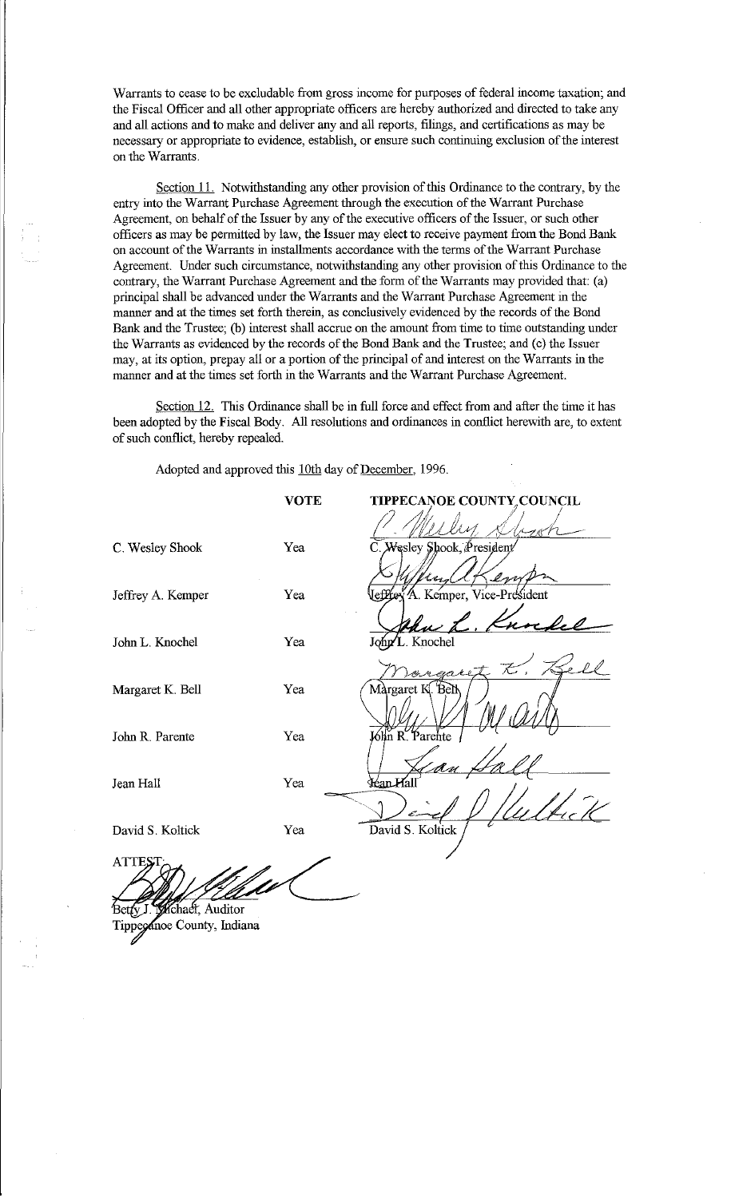Warrants to cease to be excludable from gross income for purposes of federal income taxation; and the Fiscal Officer and all other appropriate officers are hereby authorized and directed to take any and all actions and to make and deliver any and all reports, filings, and certifications as may be necessary or appropriate to evidence, establish, or ensure such continuing exclusion of the interest on the Warrants.

Section 11. Notwithstanding any other provision of this Ordinance to the contrary, by the entry into the Warrant Purchase Agreement through the execution of the Warrant Purchase Agreement, on behalf of the Issuer by any of the executive officers of the Issuer, or such other officers as may be permitted by law, the Issuer may elect to receive payment from the Bond Bank on account of the Warrants in installments accordance with the terms of the Warrant Purchase Agreement. Under such circumstance, notwithstanding any other provision of this Ordinance to the contrary, the Warrant Purchase Agreement and the form of the Warrants may provided that: (a) principal shall be advanced under the Warrants and the Warrant Purchase Agreement in the manner and at the times set forth therein, as conclusively evidenced by the records of the Bond Bank and the Trustee; (b) interest shall accrue on the amount from time to time outstanding under the Warrants as evidenced by the records of the Bond Bank and the Trustee; and (c) the Issuer may, at its option, prepay all or a portion of the principal of and interest on the Warrants in the manner and at the times set forth in the Warrants and the Warrant Purchase Agreement.

Section 12. This Ordinance shall be in full force and effect from and after the time it has been adopted by the Fiscal Body. All resolutions and ordinances in conflict herewith are, to extent of such conflict, hereby repealed.

Adopted and approved this 10th day of December, 1996.

| | VOTE | TIPPECANOE COUNTY COUNCIL |
|---|---|---|
| C. Wesley Shook | Yea | C. Wesley Shook, President |
| Jeffrey A. Kemper | Yea | Jeffrey A. Kemper, Vice-President |
| John L. Knochel | Yea | John L. Knochel |
| Margaret K. Bell | Yea | Margaret K. Bell |
| John R. Parente | Yea | John R. Parente |
| Jean Hall | Yea | Jean Hall |
| David S. Koltick | Yea | David S. Koltick |

ATTEST:

Betty J. Michael, Auditor
Tippecanoe County, Indiana